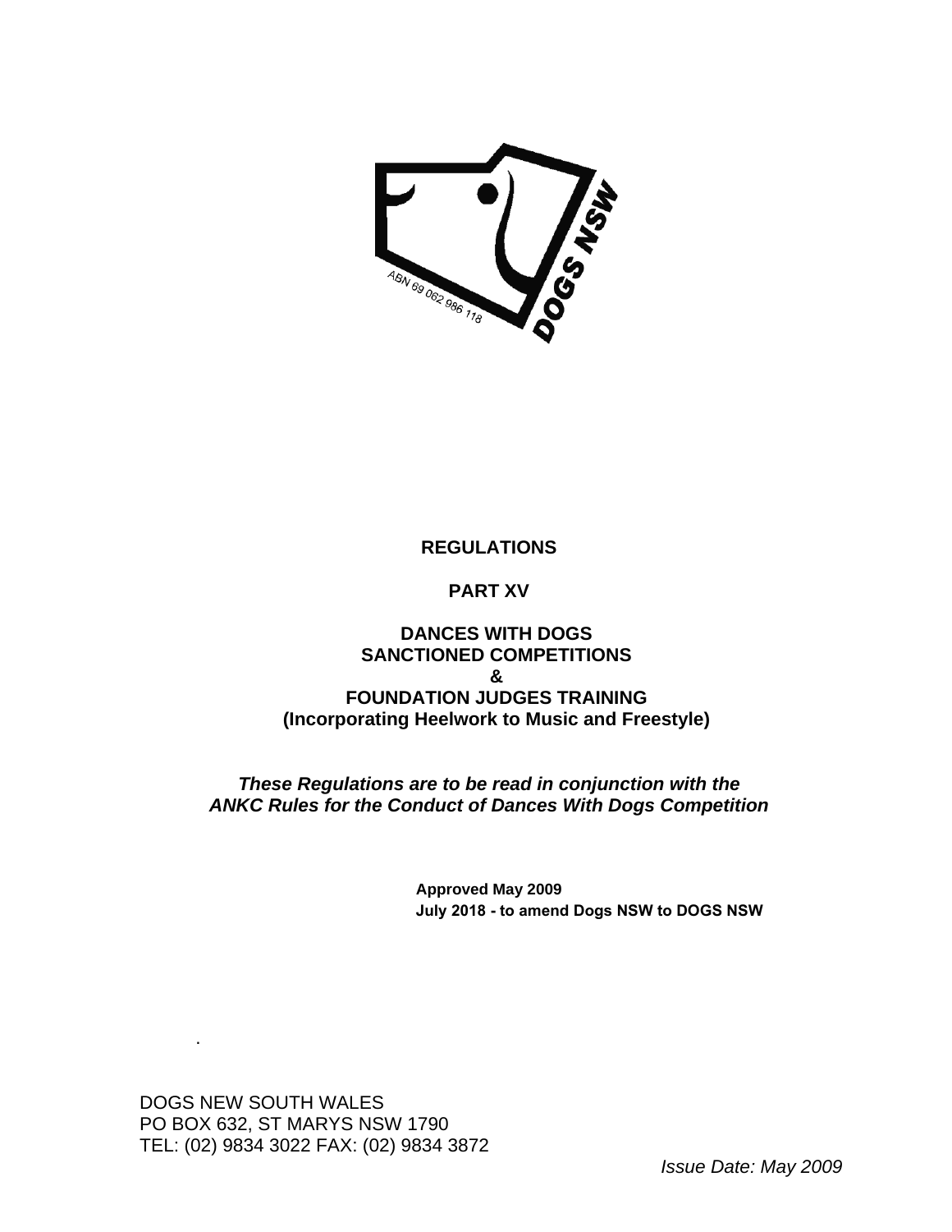# REGULATIONS

## PART XV

## DANCES WITH DOGS
## SANCTIONED COMPETITIONS
## &
## FOUNDATION JUDGES TRAINING
## (Incorporating Heelwork to Music and Freestyle)

***These Regulations are to be read in conjunction with the ANKC Rules for the Conduct of Dances With Dogs Competition***

**Approved May 2009**
**July 2018 - to amend Dogs NSW to DOGS NSW**

DOGS NEW SOUTH WALES
PO BOX 632, ST MARYS NSW 1790
TEL: (02) 9834 3022 FAX: (02) 9834 3872

*Issue Date: May 2009*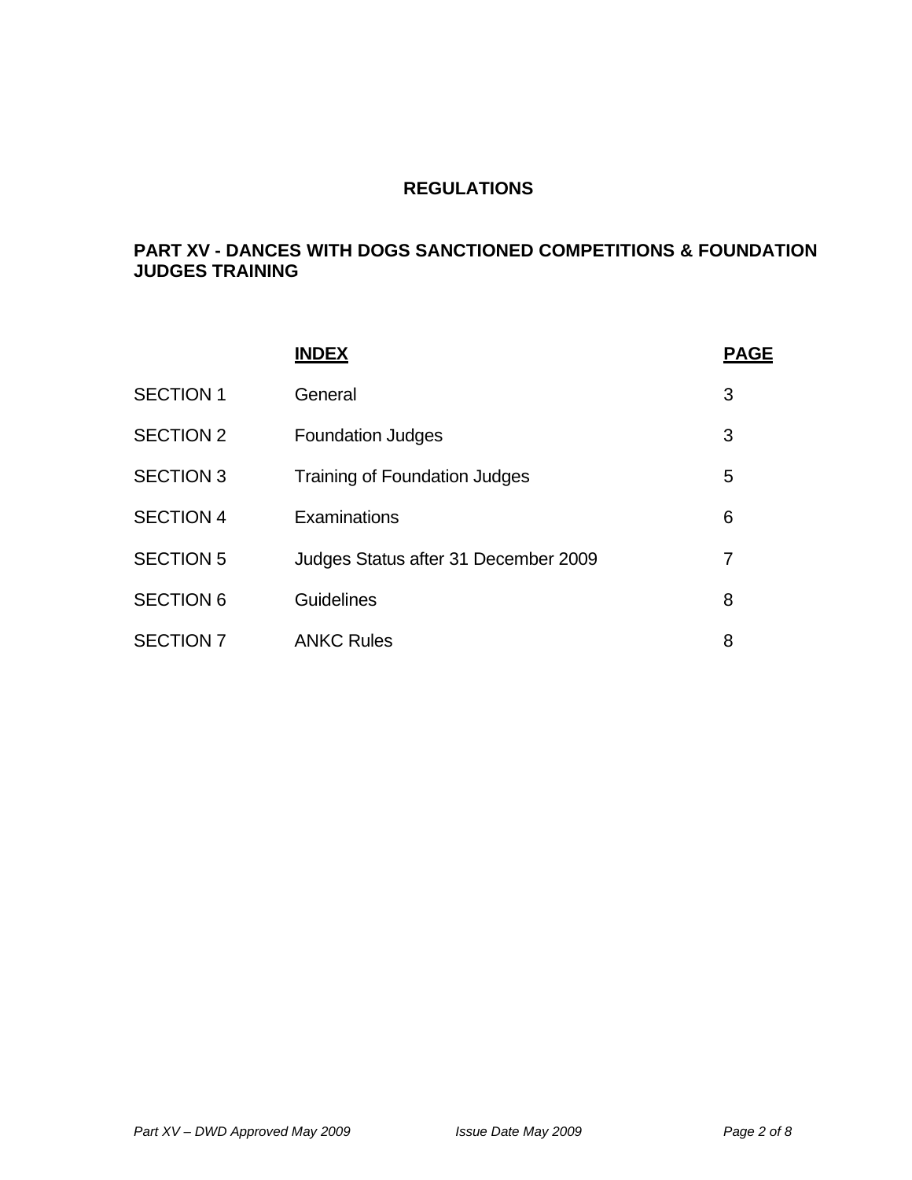# REGULATIONS

## PART XV - DANCES WITH DOGS SANCTIONED COMPETITIONS & FOUNDATION JUDGES TRAINING

| | INDEX | PAGE |
|---|---|---|
| SECTION 1 | General | 3 |
| SECTION 2 | Foundation Judges | 3 |
| SECTION 3 | Training of Foundation Judges | 5 |
| SECTION 4 | Examinations | 6 |
| SECTION 5 | Judges Status after 31 December 2009 | 7 |
| SECTION 6 | Guidelines | 8 |
| SECTION 7 | ANKC Rules | 8 |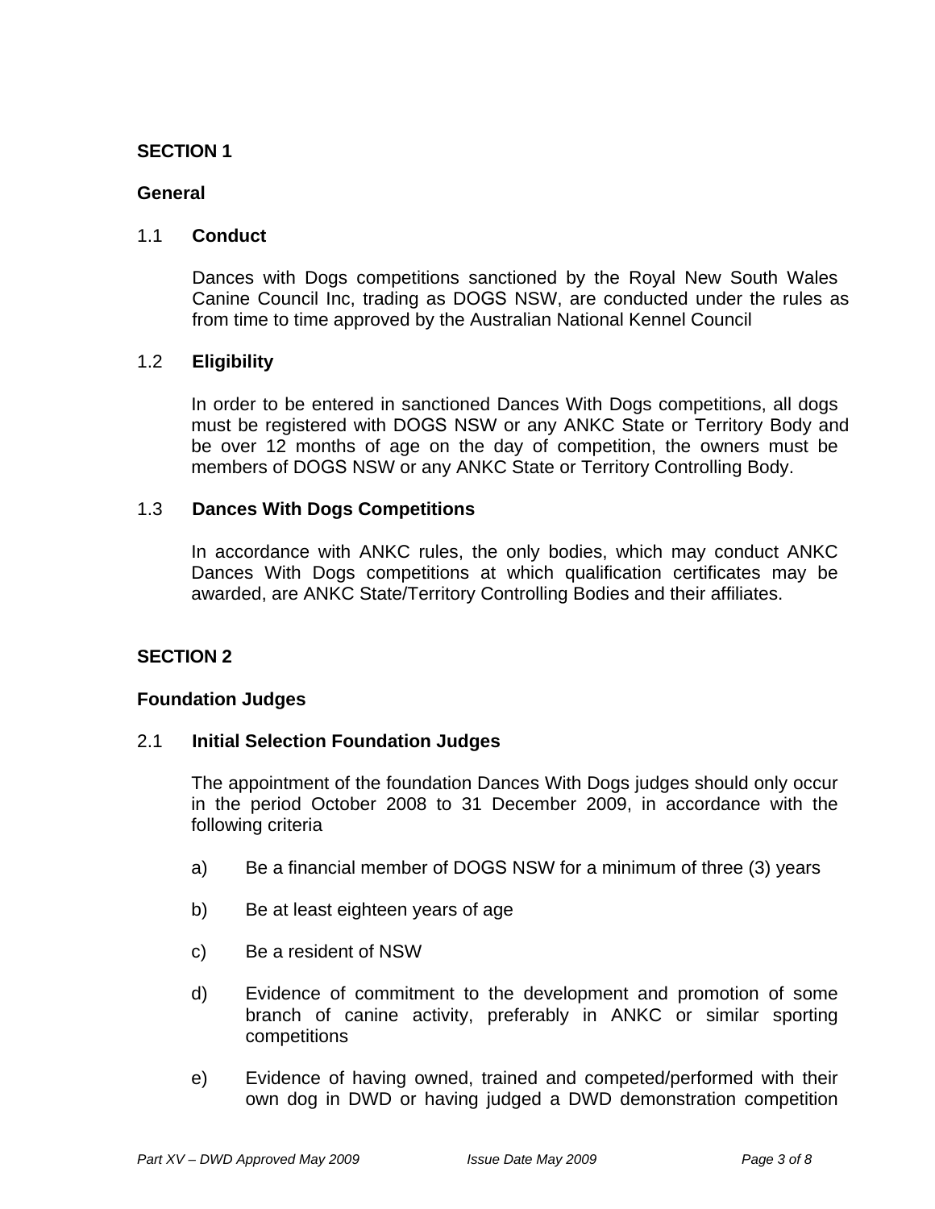## SECTION 1

### General

#### 1.1 Conduct

Dances with Dogs competitions sanctioned by the Royal New South Wales Canine Council Inc, trading as DOGS NSW, are conducted under the rules as from time to time approved by the Australian National Kennel Council

#### 1.2 Eligibility

In order to be entered in sanctioned Dances With Dogs competitions, all dogs must be registered with DOGS NSW or any ANKC State or Territory Body and be over 12 months of age on the day of competition, the owners must be members of DOGS NSW or any ANKC State or Territory Controlling Body.

#### 1.3 Dances With Dogs Competitions

In accordance with ANKC rules, the only bodies, which may conduct ANKC Dances With Dogs competitions at which qualification certificates may be awarded, are ANKC State/Territory Controlling Bodies and their affiliates.

## SECTION 2

### Foundation Judges

#### 2.1 Initial Selection Foundation Judges

The appointment of the foundation Dances With Dogs judges should only occur in the period October 2008 to 31 December 2009, in accordance with the following criteria

a) Be a financial member of DOGS NSW for a minimum of three (3) years

b) Be at least eighteen years of age

c) Be a resident of NSW

d) Evidence of commitment to the development and promotion of some branch of canine activity, preferably in ANKC or similar sporting competitions

e) Evidence of having owned, trained and competed/performed with their own dog in DWD or having judged a DWD demonstration competition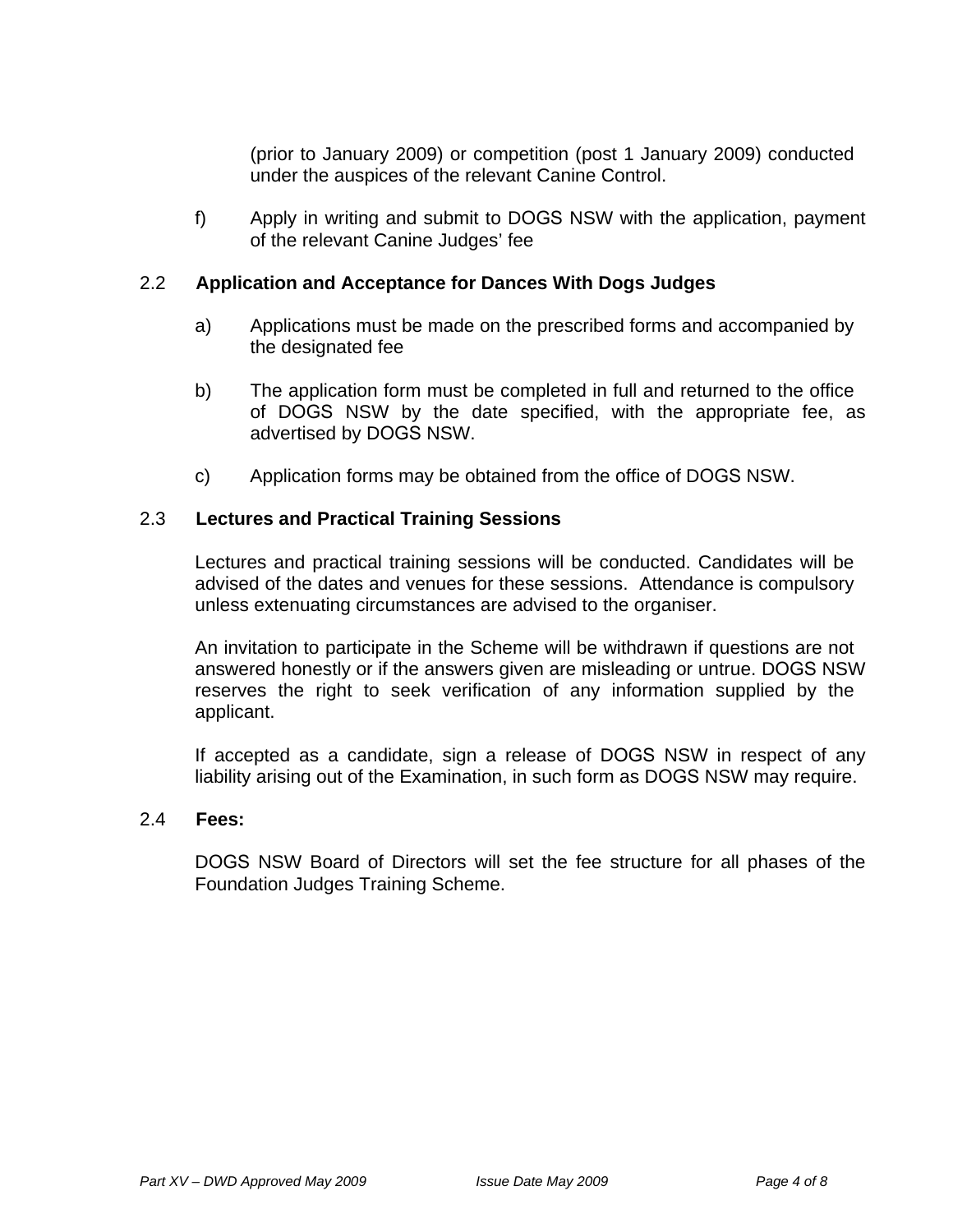(prior to January 2009) or competition (post 1 January 2009) conducted under the auspices of the relevant Canine Control.

f) Apply in writing and submit to DOGS NSW with the application, payment of the relevant Canine Judges' fee

### 2.2 Application and Acceptance for Dances With Dogs Judges

a) Applications must be made on the prescribed forms and accompanied by the designated fee

b) The application form must be completed in full and returned to the office of DOGS NSW by the date specified, with the appropriate fee, as advertised by DOGS NSW.

c) Application forms may be obtained from the office of DOGS NSW.

### 2.3 Lectures and Practical Training Sessions

Lectures and practical training sessions will be conducted. Candidates will be advised of the dates and venues for these sessions. Attendance is compulsory unless extenuating circumstances are advised to the organiser.

An invitation to participate in the Scheme will be withdrawn if questions are not answered honestly or if the answers given are misleading or untrue. DOGS NSW reserves the right to seek verification of any information supplied by the applicant.

If accepted as a candidate, sign a release of DOGS NSW in respect of any liability arising out of the Examination, in such form as DOGS NSW may require.

### 2.4 Fees:

DOGS NSW Board of Directors will set the fee structure for all phases of the Foundation Judges Training Scheme.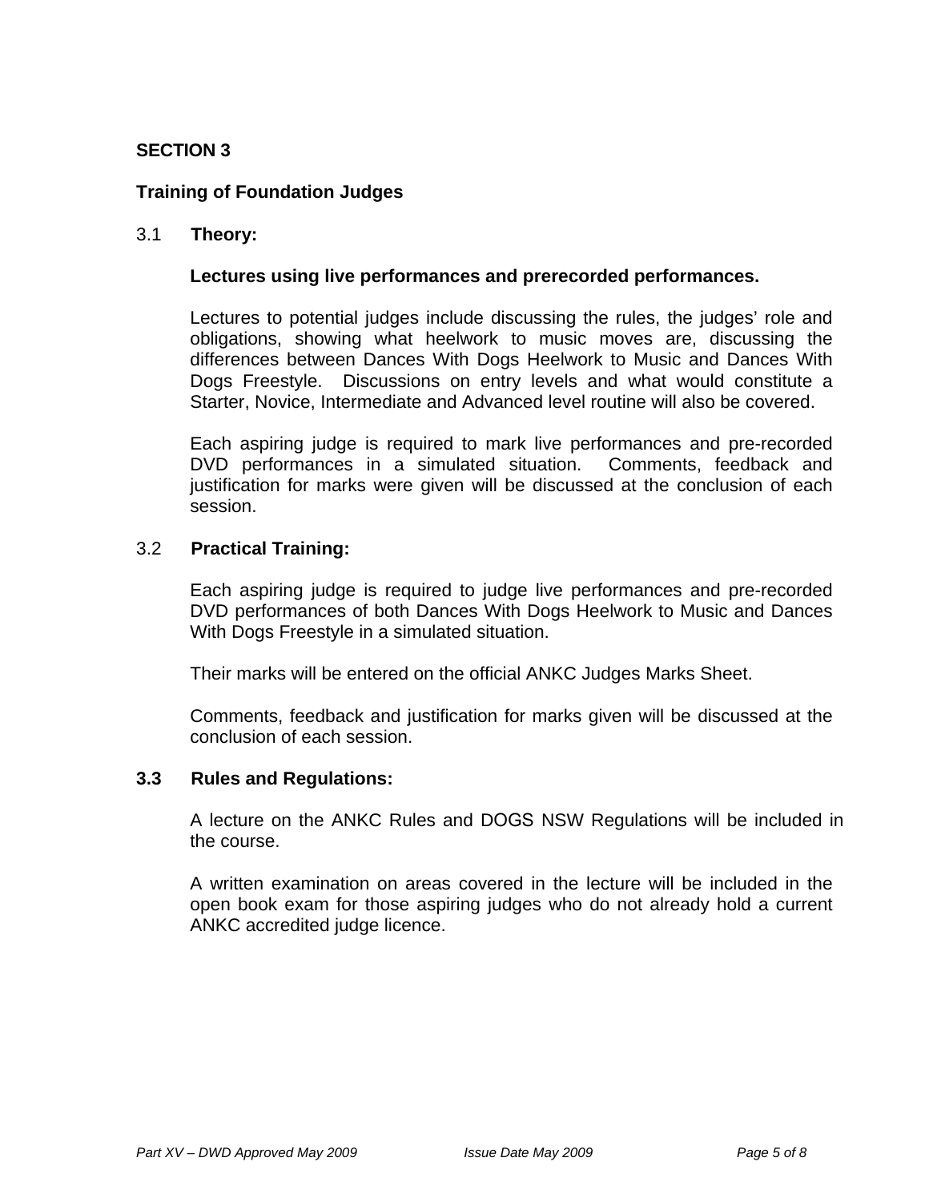## SECTION 3

### Training of Foundation Judges

3.1 **Theory:**

**Lectures using live performances and prerecorded performances.**

Lectures to potential judges include discussing the rules, the judges' role and obligations, showing what heelwork to music moves are, discussing the differences between Dances With Dogs Heelwork to Music and Dances With Dogs Freestyle. Discussions on entry levels and what would constitute a Starter, Novice, Intermediate and Advanced level routine will also be covered.

Each aspiring judge is required to mark live performances and pre-recorded DVD performances in a simulated situation. Comments, feedback and justification for marks were given will be discussed at the conclusion of each session.

3.2 **Practical Training:**

Each aspiring judge is required to judge live performances and pre-recorded DVD performances of both Dances With Dogs Heelwork to Music and Dances With Dogs Freestyle in a simulated situation.

Their marks will be entered on the official ANKC Judges Marks Sheet.

Comments, feedback and justification for marks given will be discussed at the conclusion of each session.

**3.3 Rules and Regulations:**

A lecture on the ANKC Rules and DOGS NSW Regulations will be included in the course.

A written examination on areas covered in the lecture will be included in the open book exam for those aspiring judges who do not already hold a current ANKC accredited judge licence.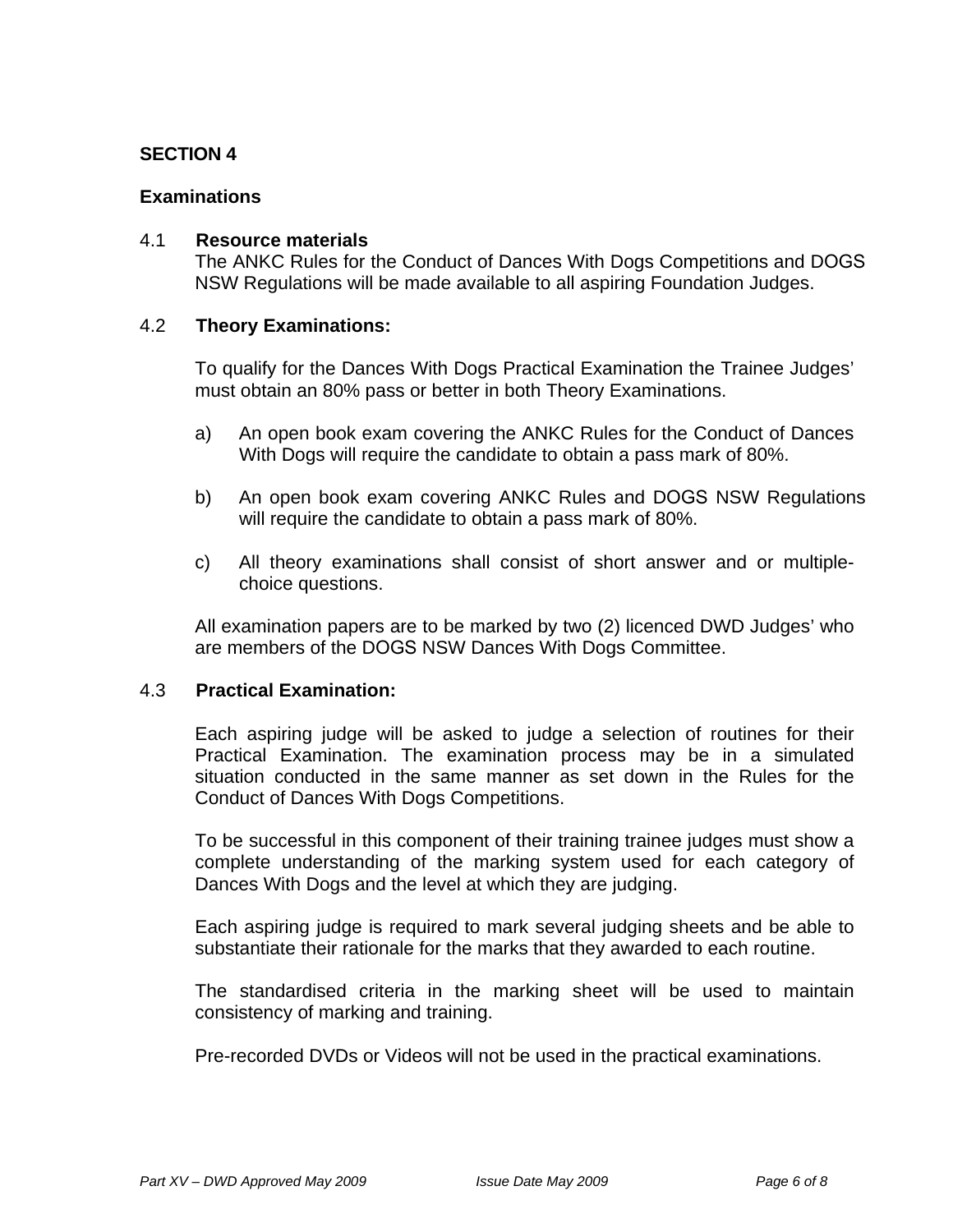**SECTION 4**

**Examinations**

4.1 **Resource materials**

The ANKC Rules for the Conduct of Dances With Dogs Competitions and DOGS NSW Regulations will be made available to all aspiring Foundation Judges.

4.2 **Theory Examinations:**

To qualify for the Dances With Dogs Practical Examination the Trainee Judges' must obtain an 80% pass or better in both Theory Examinations.

a) An open book exam covering the ANKC Rules for the Conduct of Dances With Dogs will require the candidate to obtain a pass mark of 80%.

b) An open book exam covering ANKC Rules and DOGS NSW Regulations will require the candidate to obtain a pass mark of 80%.

c) All theory examinations shall consist of short answer and or multiple-choice questions.

All examination papers are to be marked by two (2) licenced DWD Judges' who are members of the DOGS NSW Dances With Dogs Committee.

4.3 **Practical Examination:**

Each aspiring judge will be asked to judge a selection of routines for their Practical Examination. The examination process may be in a simulated situation conducted in the same manner as set down in the Rules for the Conduct of Dances With Dogs Competitions.

To be successful in this component of their training trainee judges must show a complete understanding of the marking system used for each category of Dances With Dogs and the level at which they are judging.

Each aspiring judge is required to mark several judging sheets and be able to substantiate their rationale for the marks that they awarded to each routine.

The standardised criteria in the marking sheet will be used to maintain consistency of marking and training.

Pre-recorded DVDs or Videos will not be used in the practical examinations.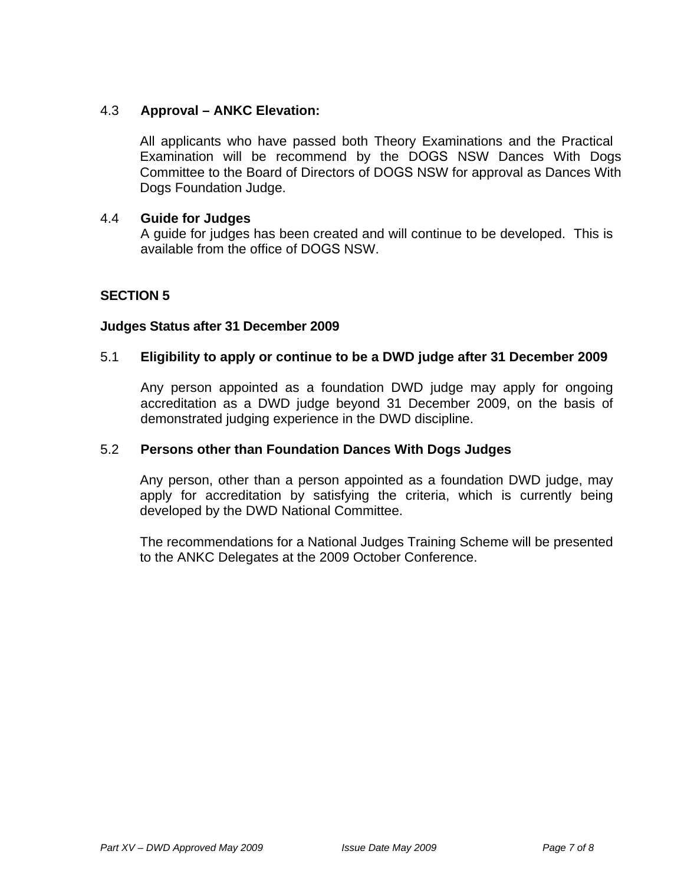### 4.3 Approval – ANKC Elevation:

All applicants who have passed both Theory Examinations and the Practical Examination will be recommend by the DOGS NSW Dances With Dogs Committee to the Board of Directors of DOGS NSW for approval as Dances With Dogs Foundation Judge.

### 4.4 Guide for Judges

A guide for judges has been created and will continue to be developed. This is available from the office of DOGS NSW.

## SECTION 5

### Judges Status after 31 December 2009

### 5.1 Eligibility to apply or continue to be a DWD judge after 31 December 2009

Any person appointed as a foundation DWD judge may apply for ongoing accreditation as a DWD judge beyond 31 December 2009, on the basis of demonstrated judging experience in the DWD discipline.

### 5.2 Persons other than Foundation Dances With Dogs Judges

Any person, other than a person appointed as a foundation DWD judge, may apply for accreditation by satisfying the criteria, which is currently being developed by the DWD National Committee.

The recommendations for a National Judges Training Scheme will be presented to the ANKC Delegates at the 2009 October Conference.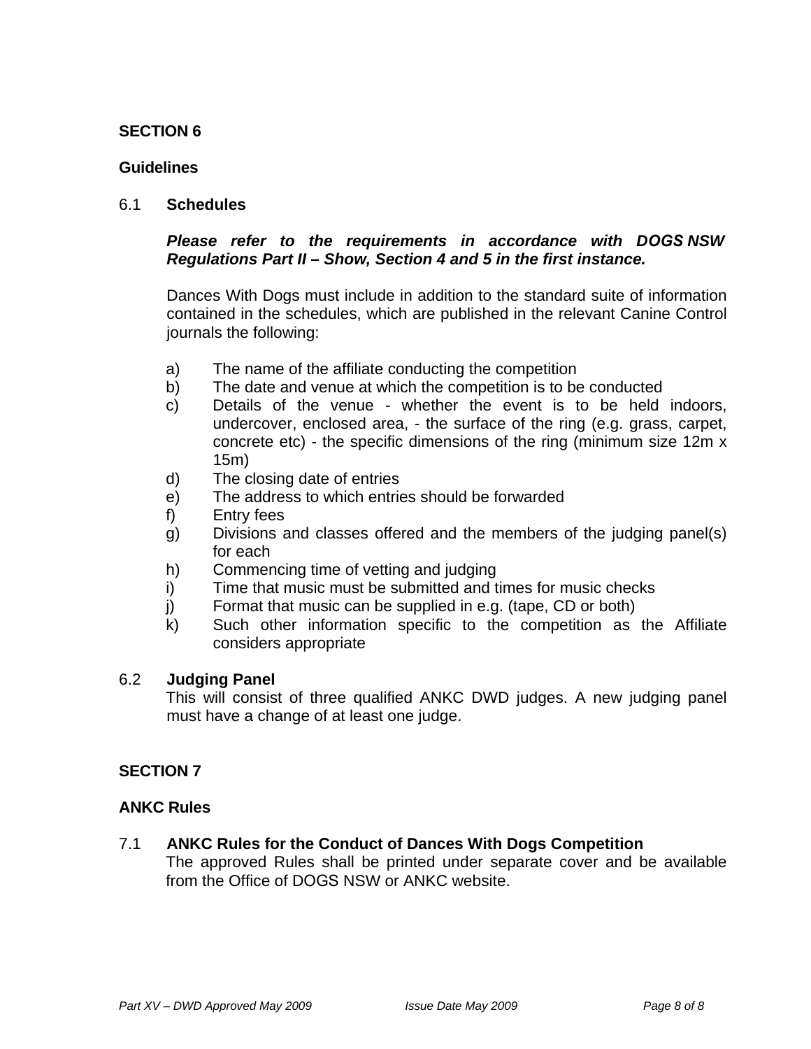## SECTION 6

### Guidelines

#### 6.1 Schedules

***Please refer to the requirements in accordance with DOGS NSW Regulations Part II – Show, Section 4 and 5 in the first instance.***

Dances With Dogs must include in addition to the standard suite of information contained in the schedules, which are published in the relevant Canine Control journals the following:

a) The name of the affiliate conducting the competition
b) The date and venue at which the competition is to be conducted
c) Details of the venue - whether the event is to be held indoors, undercover, enclosed area, - the surface of the ring (e.g. grass, carpet, concrete etc) - the specific dimensions of the ring (minimum size 12m x 15m)
d) The closing date of entries
e) The address to which entries should be forwarded
f) Entry fees
g) Divisions and classes offered and the members of the judging panel(s) for each
h) Commencing time of vetting and judging
i) Time that music must be submitted and times for music checks
j) Format that music can be supplied in e.g. (tape, CD or both)
k) Such other information specific to the competition as the Affiliate considers appropriate

#### 6.2 Judging Panel

This will consist of three qualified ANKC DWD judges. A new judging panel must have a change of at least one judge.

## SECTION 7

### ANKC Rules

#### 7.1 ANKC Rules for the Conduct of Dances With Dogs Competition

The approved Rules shall be printed under separate cover and be available from the Office of DOGS NSW or ANKC website.